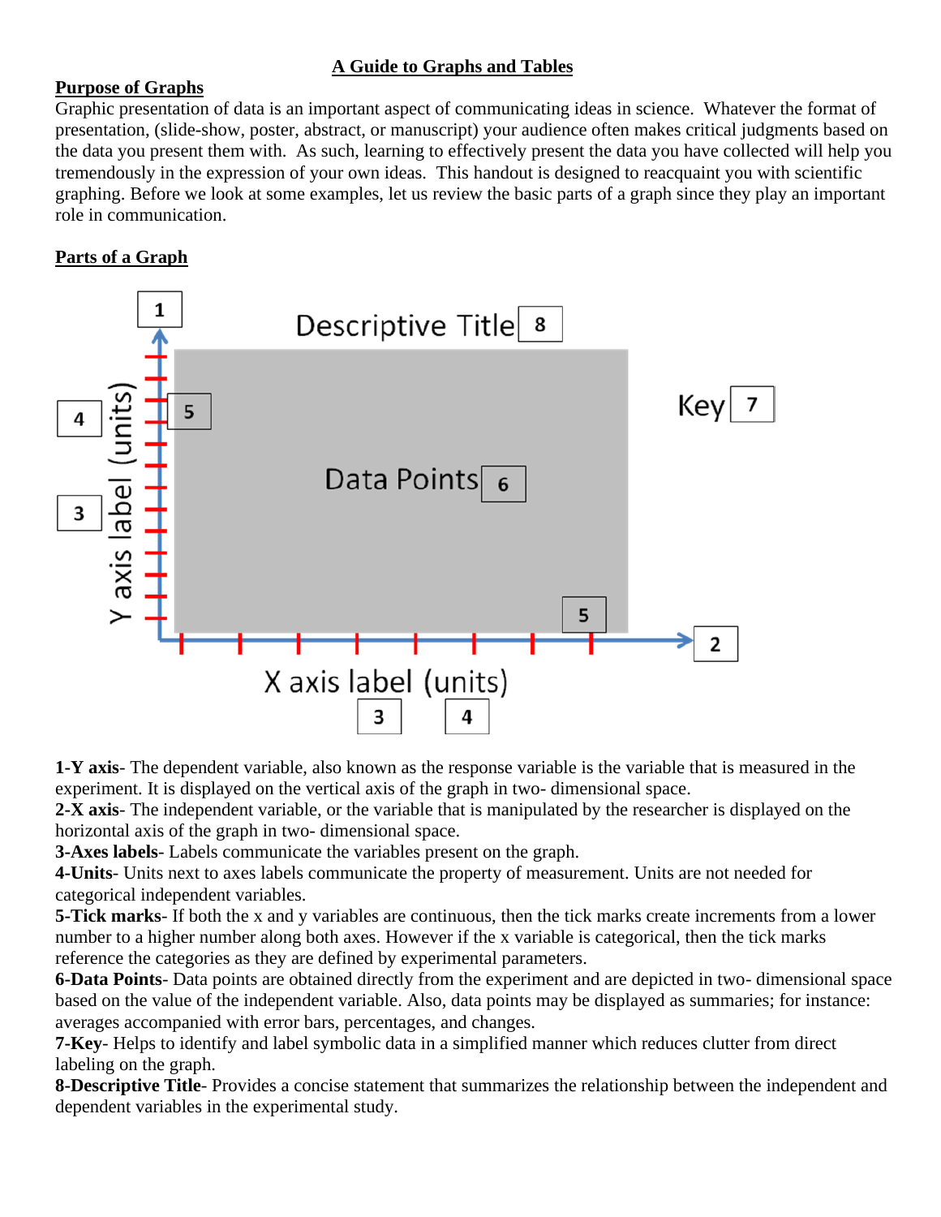# A Guide to Graphs and Tables

## Purpose of Graphs

Graphic presentation of data is an important aspect of communicating ideas in science. Whatever the format of presentation, (slide-show, poster, abstract, or manuscript) your audience often makes critical judgments based on the data you present them with. As such, learning to effectively present the data you have collected will help you tremendously in the expression of your own ideas. This handout is designed to reacquaint you with scientific graphing. Before we look at some examples, let us review the basic parts of a graph since they play an important role in communication.

## Parts of a Graph

**1-Y axis**- The dependent variable, also known as the response variable is the variable that is measured in the experiment. It is displayed on the vertical axis of the graph in two- dimensional space.

**2-X axis**- The independent variable, or the variable that is manipulated by the researcher is displayed on the horizontal axis of the graph in two- dimensional space.

**3-Axes labels**- Labels communicate the variables present on the graph.

**4-Units**- Units next to axes labels communicate the property of measurement. Units are not needed for categorical independent variables.

**5-Tick marks**- If both the x and y variables are continuous, then the tick marks create increments from a lower number to a higher number along both axes. However if the x variable is categorical, then the tick marks reference the categories as they are defined by experimental parameters.

**6-Data Points**- Data points are obtained directly from the experiment and are depicted in two- dimensional space based on the value of the independent variable. Also, data points may be displayed as summaries; for instance: averages accompanied with error bars, percentages, and changes.

**7-Key**- Helps to identify and label symbolic data in a simplified manner which reduces clutter from direct labeling on the graph.

**8-Descriptive Title**- Provides a concise statement that summarizes the relationship between the independent and dependent variables in the experimental study.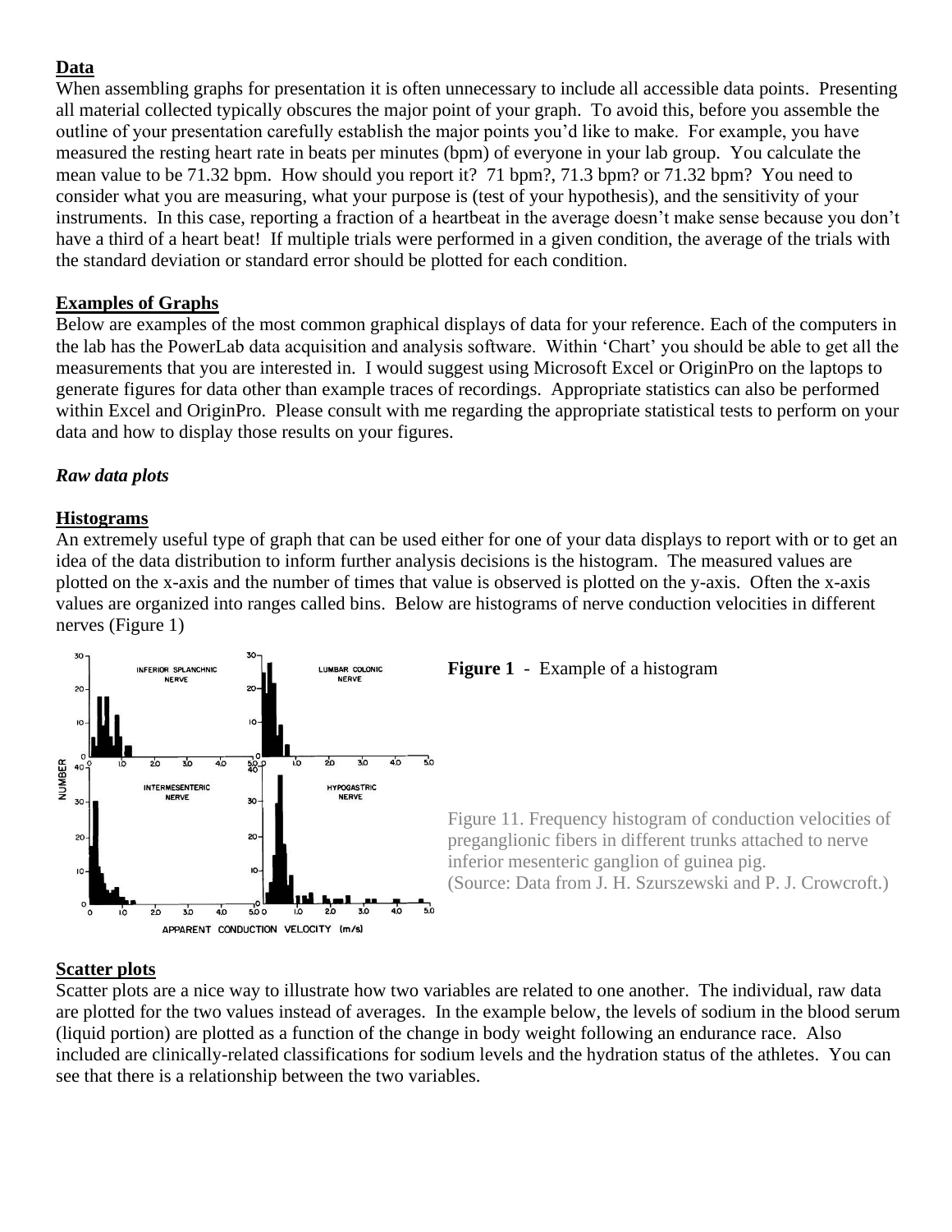## Data

When assembling graphs for presentation it is often unnecessary to include all accessible data points. Presenting all material collected typically obscures the major point of your graph. To avoid this, before you assemble the outline of your presentation carefully establish the major points you'd like to make. For example, you have measured the resting heart rate in beats per minutes (bpm) of everyone in your lab group. You calculate the mean value to be 71.32 bpm. How should you report it? 71 bpm?, 71.3 bpm? or 71.32 bpm? You need to consider what you are measuring, what your purpose is (test of your hypothesis), and the sensitivity of your instruments. In this case, reporting a fraction of a heartbeat in the average doesn't make sense because you don't have a third of a heart beat! If multiple trials were performed in a given condition, the average of the trials with the standard deviation or standard error should be plotted for each condition.

## Examples of Graphs

Below are examples of the most common graphical displays of data for your reference. Each of the computers in the lab has the PowerLab data acquisition and analysis software. Within 'Chart' you should be able to get all the measurements that you are interested in. I would suggest using Microsoft Excel or OriginPro on the laptops to generate figures for data other than example traces of recordings. Appropriate statistics can also be performed within Excel and OriginPro. Please consult with me regarding the appropriate statistical tests to perform on your data and how to display those results on your figures.

### *Raw data plots*

## Histograms

An extremely useful type of graph that can be used either for one of your data displays to report with or to get an idea of the data distribution to inform further analysis decisions is the histogram. The measured values are plotted on the x-axis and the number of times that value is observed is plotted on the y-axis. Often the x-axis values are organized into ranges called bins. Below are histograms of nerve conduction velocities in different nerves (Figure 1)

**Figure 1** - Example of a histogram

Figure 11. Frequency histogram of conduction velocities of preganglionic fibers in different trunks attached to nerve inferior mesenteric ganglion of guinea pig.
(Source: Data from J. H. Szurszewski and P. J. Crowcroft.)

## Scatter plots

Scatter plots are a nice way to illustrate how two variables are related to one another. The individual, raw data are plotted for the two values instead of averages. In the example below, the levels of sodium in the blood serum (liquid portion) are plotted as a function of the change in body weight following an endurance race. Also included are clinically-related classifications for sodium levels and the hydration status of the athletes. You can see that there is a relationship between the two variables.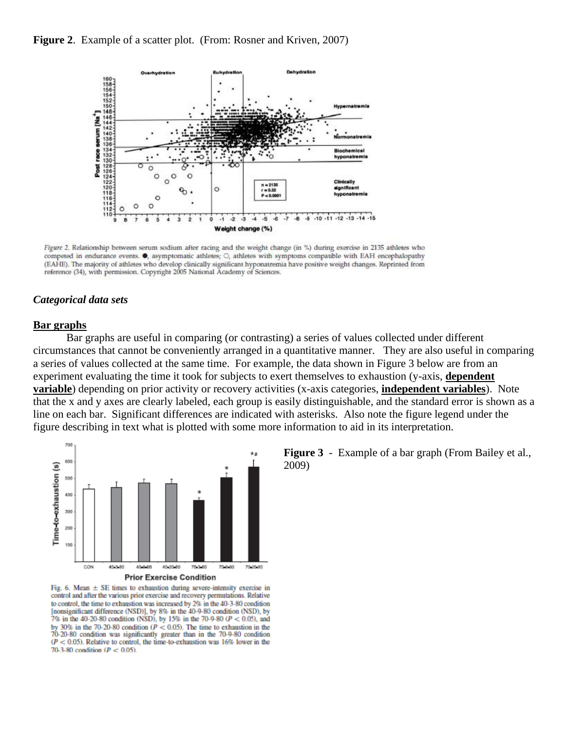**Figure 2**. Example of a scatter plot. (From: Rosner and Kriven, 2007)

*Figure 2.* Relationship between serum sodium after racing and the weight change (in %) during exercise in 2135 athletes who competed in endurance events. ●, asymptomatic athletes; ○, athletes with symptoms compatible with EAH encephalopathy (EAHE). The majority of athletes who develop clinically significant hyponatremia have positive weight changes. Reprinted from reference (34), with permission. Copyright 2005 National Academy of Sciences.

### *Categorical data sets*

**Bar graphs**

Bar graphs are useful in comparing (or contrasting) a series of values collected under different circumstances that cannot be conveniently arranged in a quantitative manner. They are also useful in comparing a series of values collected at the same time. For example, the data shown in Figure 3 below are from an experiment evaluating the time it took for subjects to exert themselves to exhaustion (y-axis, **dependent variable**) depending on prior activity or recovery activities (x-axis categories, **independent variables**). Note that the x and y axes are clearly labeled, each group is easily distinguishable, and the standard error is shown as a line on each bar. Significant differences are indicated with asterisks. Also note the figure legend under the figure describing in text what is plotted with some more information to aid in its interpretation.

Fig. 6. Mean ± SE times to exhaustion during severe-intensity exercise in control and after the various prior exercise and recovery permutations. Relative to control, the time to exhaustion was increased by 2% in the 40-3-80 condition [nonsignificant difference (NSD)], by 8% in the 40-9-80 condition (NSD), by 7% in the 40-20-80 condition (NSD), by 15% in the 70-9-80 ($P < 0.05$), and by 30% in the 70-20-80 condition ($P < 0.05$). The time to exhaustion in the 70-20-80 condition was significantly greater than in the 70-9-80 condition ($P < 0.05$). Relative to control, the time-to-exhaustion was 16% lower in the 70-3-80 condition ($P < 0.05$).

**Figure 3** - Example of a bar graph (From Bailey et al., 2009)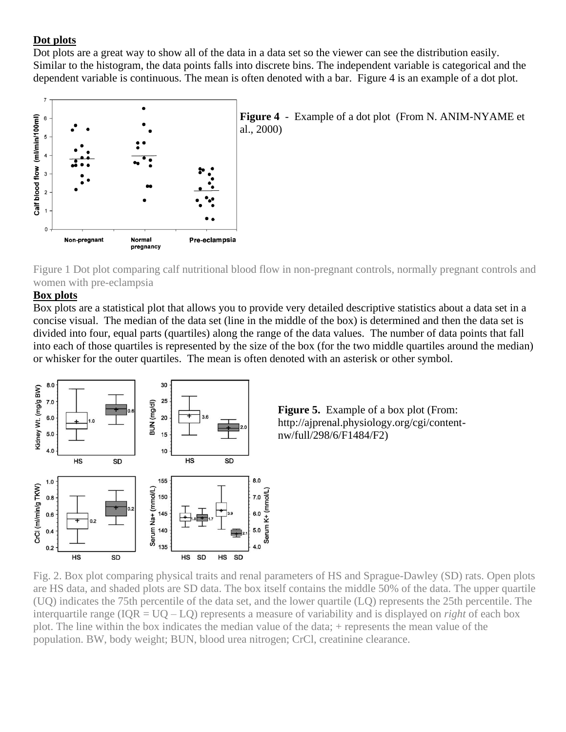**Dot plots**

Dot plots are a great way to show all of the data in a data set so the viewer can see the distribution easily. Similar to the histogram, the data points falls into discrete bins. The independent variable is categorical and the dependent variable is continuous. The mean is often denoted with a bar. Figure 4 is an example of a dot plot.

**Figure 4** - Example of a dot plot (From N. ANIM-NYAME et al., 2000)

Figure 1 Dot plot comparing calf nutritional blood flow in non-pregnant controls, normally pregnant controls and women with pre-eclampsia

**Box plots**

Box plots are a statistical plot that allows you to provide very detailed descriptive statistics about a data set in a concise visual. The median of the data set (line in the middle of the box) is determined and then the data set is divided into four, equal parts (quartiles) along the range of the data values. The number of data points that fall into each of those quartiles is represented by the size of the box (for the two middle quartiles around the median) or whisker for the outer quartiles. The mean is often denoted with an asterisk or other symbol.

**Figure 5.** Example of a box plot (From: http://ajprenal.physiology.org/cgi/content-nw/full/298/6/F1484/F2)

Fig. 2. Box plot comparing physical traits and renal parameters of HS and Sprague-Dawley (SD) rats. Open plots are HS data, and shaded plots are SD data. The box itself contains the middle 50% of the data. The upper quartile (UQ) indicates the 75th percentile of the data set, and the lower quartile (LQ) represents the 25th percentile. The interquartile range (IQR = UQ – LQ) represents a measure of variability and is displayed on *right* of each box plot. The line within the box indicates the median value of the data; + represents the mean value of the population. BW, body weight; BUN, blood urea nitrogen; CrCl, creatinine clearance.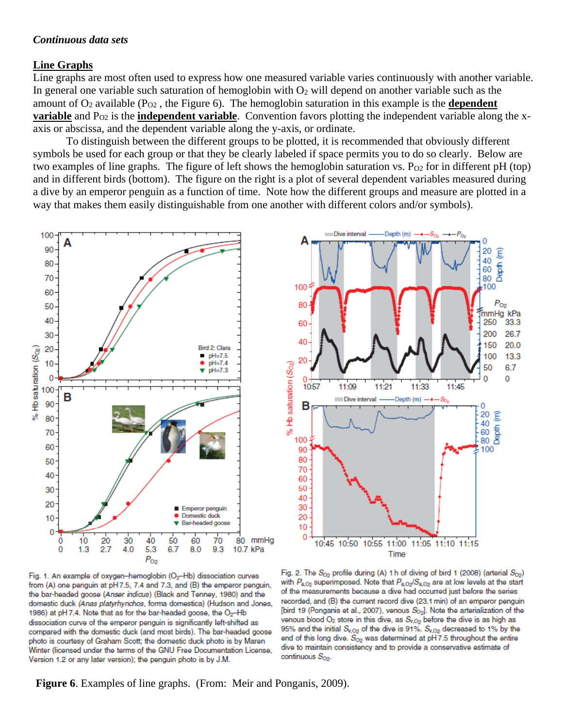## *Continuous data sets*

### Line Graphs

Line graphs are most often used to express how one measured variable varies continuously with another variable. In general one variable such saturation of hemoglobin with $O_2$ will depend on another variable such as the amount of $O_2$ available ($P_{O2}$ , the Figure 6). The hemoglobin saturation in this example is the **dependent variable** and $P_{O2}$ is the **independent variable**. Convention favors plotting the independent variable along the x-axis or abscissa, and the dependent variable along the y-axis, or ordinate.

To distinguish between the different groups to be plotted, it is recommended that obviously different symbols be used for each group or that they be clearly labeled if space permits you to do so clearly. Below are two examples of line graphs. The figure of left shows the hemoglobin saturation vs. $P_{O2}$ for in different pH (top) and in different birds (bottom). The figure on the right is a plot of several dependent variables measured during a dive by an emperor penguin as a function of time. Note how the different groups and measure are plotted in a way that makes them easily distinguishable from one another with different colors and/or symbols).

Fig. 1. An example of oxygen–hemoglobin ($O_2$–Hb) dissociation curves from (A) one penguin at pH 7.5, 7.4 and 7.3, and (B) the emperor penguin, the bar-headed goose (*Anser indicus*) (Black and Tenney, 1980) and the domestic duck (*Anas platyrhynchos*, forma domestica) (Hudson and Jones, 1986) at pH 7.4. Note that as for the bar-headed goose, the $O_2$–Hb dissociation curve of the emperor penguin is significantly left-shifted as compared with the domestic duck (and most birds). The bar-headed goose photo is courtesy of Graham Scott; the domestic duck photo is by Maren Winter (licensed under the terms of the GNU Free Documentation License, Version 1.2 or any later version); the penguin photo is by J.M.

Fig. 2. The $S_{O_2}$ profile during (A) 1 h of diving of bird 1 (2008) (arterial $S_{O_2}$) with $P_{a,O_2}$ superimposed. Note that $P_{a,O_2}/S_{a,O_2}$ are at low levels at the start of the measurements because a dive had occurred just before the series recorded, and (B) the current record dive (23.1 min) of an emperor penguin [bird 19 (Ponganis et al., 2007), venous $S_{O_2}$]. Note the arterialization of the venous blood $O_2$ store in this dive, as $S_{v,O_2}$ before the dive is as high as 95% and the initial $S_{v,O_2}$ of the dive is 91%. $S_{v,O_2}$ decreased to 1% by the end of this long dive. $S_{O_2}$ was determined at pH 7.5 throughout the entire dive to maintain consistency and to provide a conservative estimate of continuous $S_{O_2}$.

**Figure 6**. Examples of line graphs. (From: Meir and Ponganis, 2009).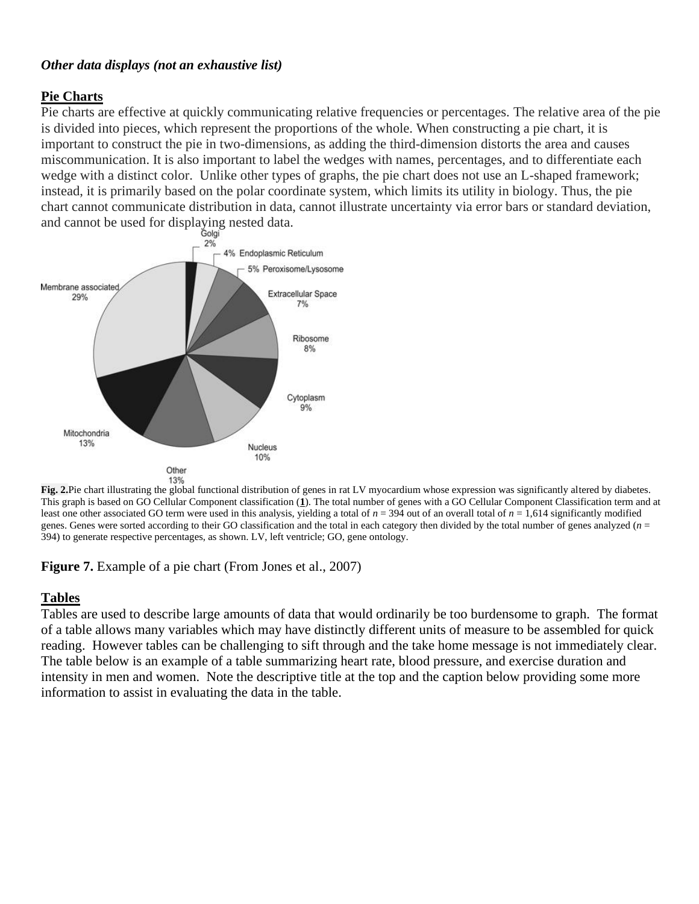***Other data displays (not an exhaustive list)***

**Pie Charts**

Pie charts are effective at quickly communicating relative frequencies or percentages. The relative area of the pie is divided into pieces, which represent the proportions of the whole. When constructing a pie chart, it is important to construct the pie in two-dimensions, as adding the third-dimension distorts the area and causes miscommunication. It is also important to label the wedges with names, percentages, and to differentiate each wedge with a distinct color. Unlike other types of graphs, the pie chart does not use an L-shaped framework; instead, it is primarily based on the polar coordinate system, which limits its utility in biology. Thus, the pie chart cannot communicate distribution in data, cannot illustrate uncertainty via error bars or standard deviation, and cannot be used for displaying nested data.

Golgi 2%
4% Endoplasmic Reticulum
5% Peroxisome/Lysosome
Extracellular Space 7%
Ribosome 8%
Cytoplasm 9%
Nucleus 10%
Other 13%
Mitochondria 13%
Membrane associated 29%

**Fig. 2.** Pie chart illustrating the global functional distribution of genes in rat LV myocardium whose expression was significantly altered by diabetes. This graph is based on GO Cellular Component classification (**1**). The total number of genes with a GO Cellular Component Classification term and at least one other associated GO term were used in this analysis, yielding a total of $n$ = 394 out of an overall total of $n$ = 1,614 significantly modified genes. Genes were sorted according to their GO classification and the total in each category then divided by the total number of genes analyzed ($n$ = 394) to generate respective percentages, as shown. LV, left ventricle; GO, gene ontology.

**Figure 7.** Example of a pie chart (From Jones et al., 2007)

**Tables**

Tables are used to describe large amounts of data that would ordinarily be too burdensome to graph. The format of a table allows many variables which may have distinctly different units of measure to be assembled for quick reading. However tables can be challenging to sift through and the take home message is not immediately clear. The table below is an example of a table summarizing heart rate, blood pressure, and exercise duration and intensity in men and women. Note the descriptive title at the top and the caption below providing some more information to assist in evaluating the data in the table.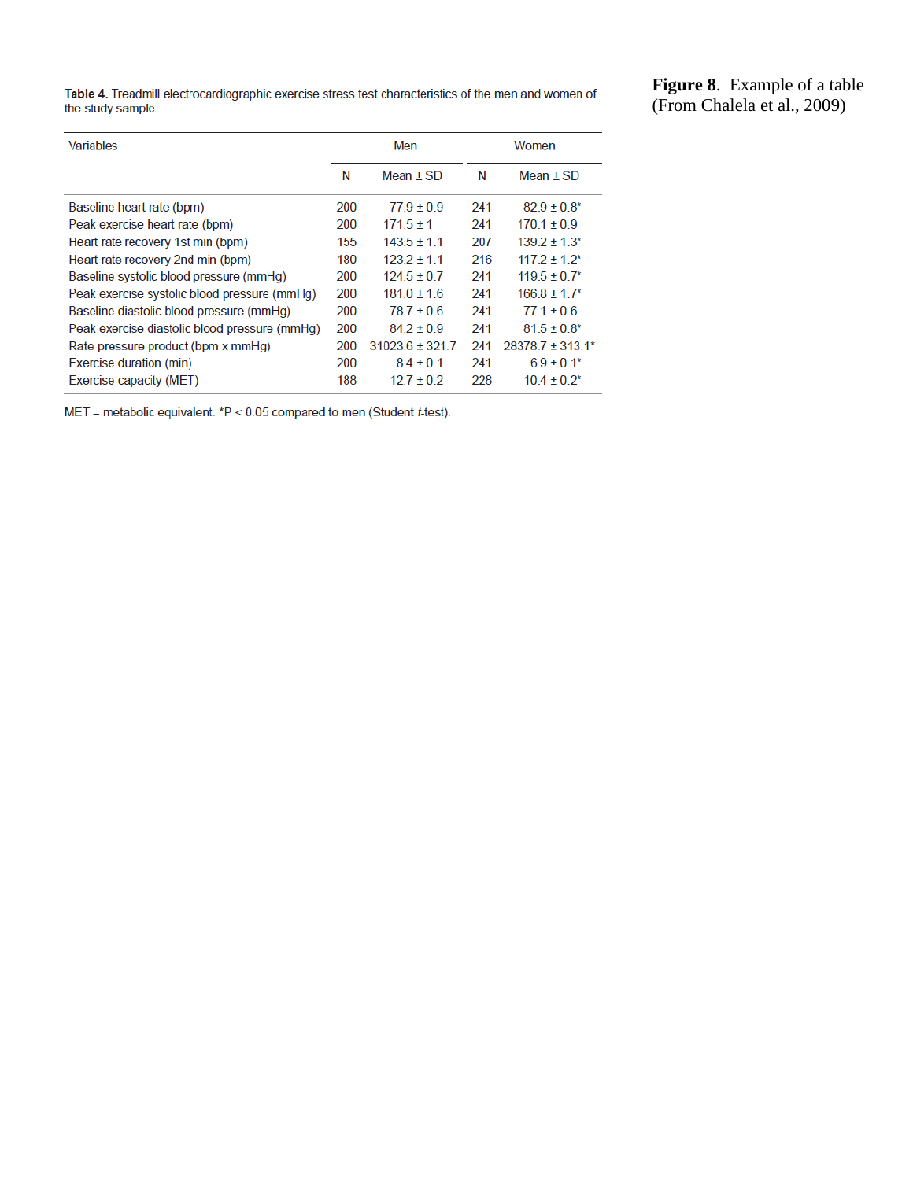**Figure 8**. Example of a table (From Chalela et al., 2009)

**Table 4.** Treadmill electrocardiographic exercise stress test characteristics of the men and women of the study sample.

| Variables | Men | | Women | |
|---|---|---|---|---|
| | N | Mean ± SD | N | Mean ± SD |
| Baseline heart rate (bpm) | 200 | 77.9 ± 0.9 | 241 | 82.9 ± 0.8* |
| Peak exercise heart rate (bpm) | 200 | 171.5 ± 1 | 241 | 170.1 ± 0.9 |
| Heart rate recovery 1st min (bpm) | 155 | 143.5 ± 1.1 | 207 | 139.2 ± 1.3* |
| Heart rate recovery 2nd min (bpm) | 180 | 123.2 ± 1.1 | 216 | 117.2 ± 1.2* |
| Baseline systolic blood pressure (mmHg) | 200 | 124.5 ± 0.7 | 241 | 119.5 ± 0.7* |
| Peak exercise systolic blood pressure (mmHg) | 200 | 181.0 ± 1.6 | 241 | 166.8 ± 1.7* |
| Baseline diastolic blood pressure (mmHg) | 200 | 78.7 ± 0.6 | 241 | 77.1 ± 0.6 |
| Peak exercise diastolic blood pressure (mmHg) | 200 | 84.2 ± 0.9 | 241 | 81.5 ± 0.8* |
| Rate-pressure product (bpm x mmHg) | 200 | 31023.6 ± 321.7 | 241 | 28378.7 ± 313.1* |
| Exercise duration (min) | 200 | 8.4 ± 0.1 | 241 | 6.9 ± 0.1* |
| Exercise capacity (MET) | 188 | 12.7 ± 0.2 | 228 | 10.4 ± 0.2* |

MET = metabolic equivalent. *$P < 0.05$ compared to men (Student *t*-test).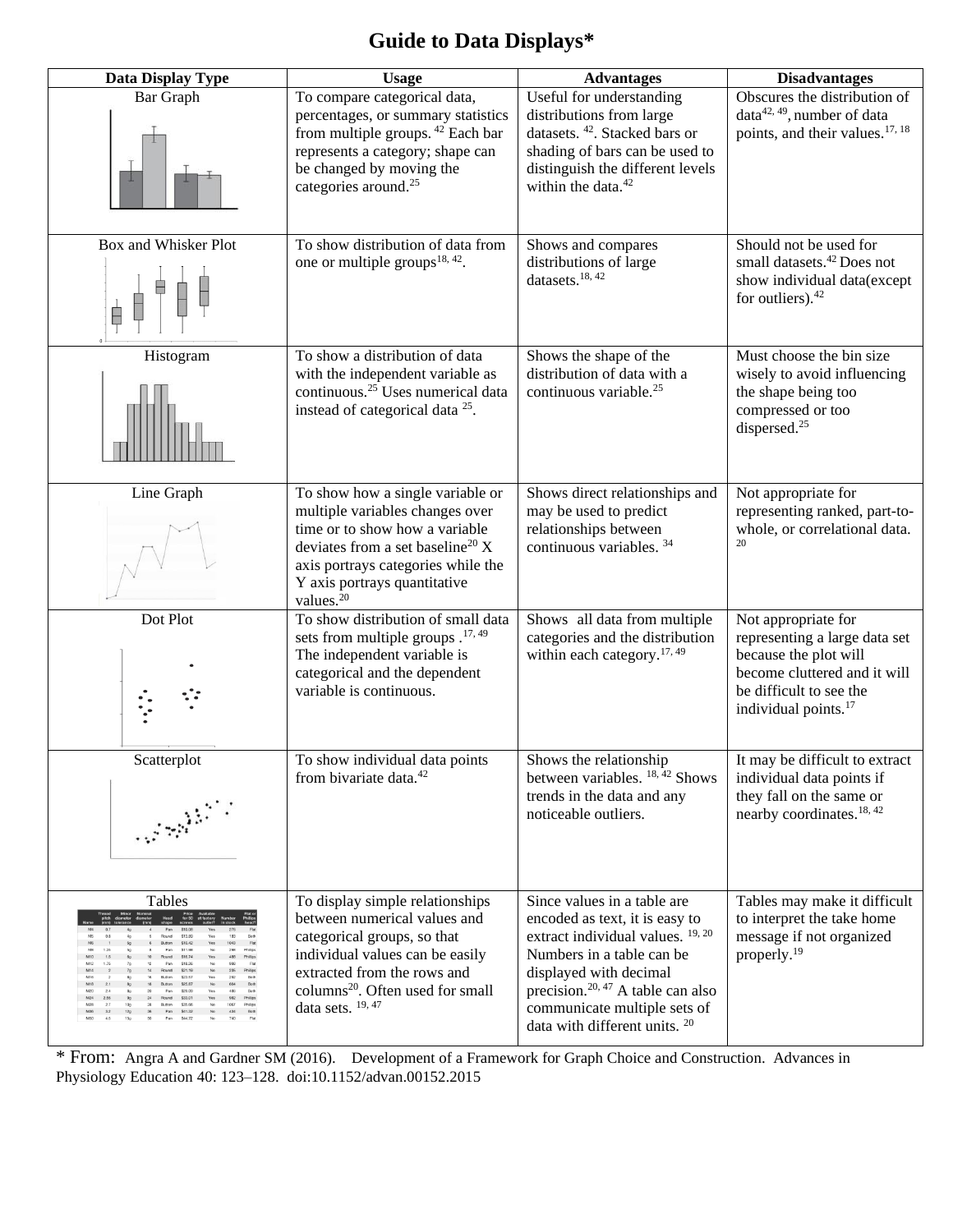# Guide to Data Displays*

| Data Display Type | Usage | Advantages | Disadvantages |
|---|---|---|---|
| Bar Graph | To compare categorical data, percentages, or summary statistics from multiple groups. [42] Each bar represents a category; shape can be changed by moving the categories around.[25] | Useful for understanding distributions from large datasets. [42]. Stacked bars or shading of bars can be used to distinguish the different levels within the data.[42] | Obscures the distribution of data[42, 49], number of data points, and their values.[17, 18] |
| Box and Whisker Plot | To show distribution of data from one or multiple groups[18, 42]. | Shows and compares distributions of large datasets.[18, 42] | Should not be used for small datasets.[42] Does not show individual data(except for outliers).[42] |
| Histogram | To show a distribution of data with the independent variable as continuous.[25] Uses numerical data instead of categorical data [25]. | Shows the shape of the distribution of data with a continuous variable.[25] | Must choose the bin size wisely to avoid influencing the shape being too compressed or too dispersed.[25] |
| Line Graph | To show how a single variable or multiple variables changes over time or to show how a variable deviates from a set baseline[20] X axis portrays categories while the Y axis portrays quantitative values.[20] | Shows direct relationships and may be used to predict relationships between continuous variables. [34] | Not appropriate for representing ranked, part-to-whole, or correlational data. [20] |
| Dot Plot | To show distribution of small data sets from multiple groups .[17, 49] The independent variable is categorical and the dependent variable is continuous. | Shows all data from multiple categories and the distribution within each category.[17, 49] | Not appropriate for representing a large data set because the plot will become cluttered and it will be difficult to see the individual points.[17] |
| Scatterplot | To show individual data points from bivariate data.[42] | Shows the relationship between variables. [18, 42] Shows trends in the data and any noticeable outliers. | It may be difficult to extract individual data points if they fall on the same or nearby coordinates.[18, 42] |
| Tables | To display simple relationships between numerical values and categorical groups, so that individual values can be easily extracted from the rows and columns[20]. Often used for small data sets. [19, 47] | Since values in a table are encoded as text, it is easy to extract individual values. [19, 20] Numbers in a table can be displayed with decimal precision.[20, 47] A table can also communicate multiple sets of data with different units. [20] | Tables may make it difficult to interpret the take home message if not organized properly.[19] |

* From: Angra A and Gardner SM (2016). Development of a Framework for Graph Choice and Construction. Advances in Physiology Education 40: 123–128. doi:10.1152/advan.00152.2015